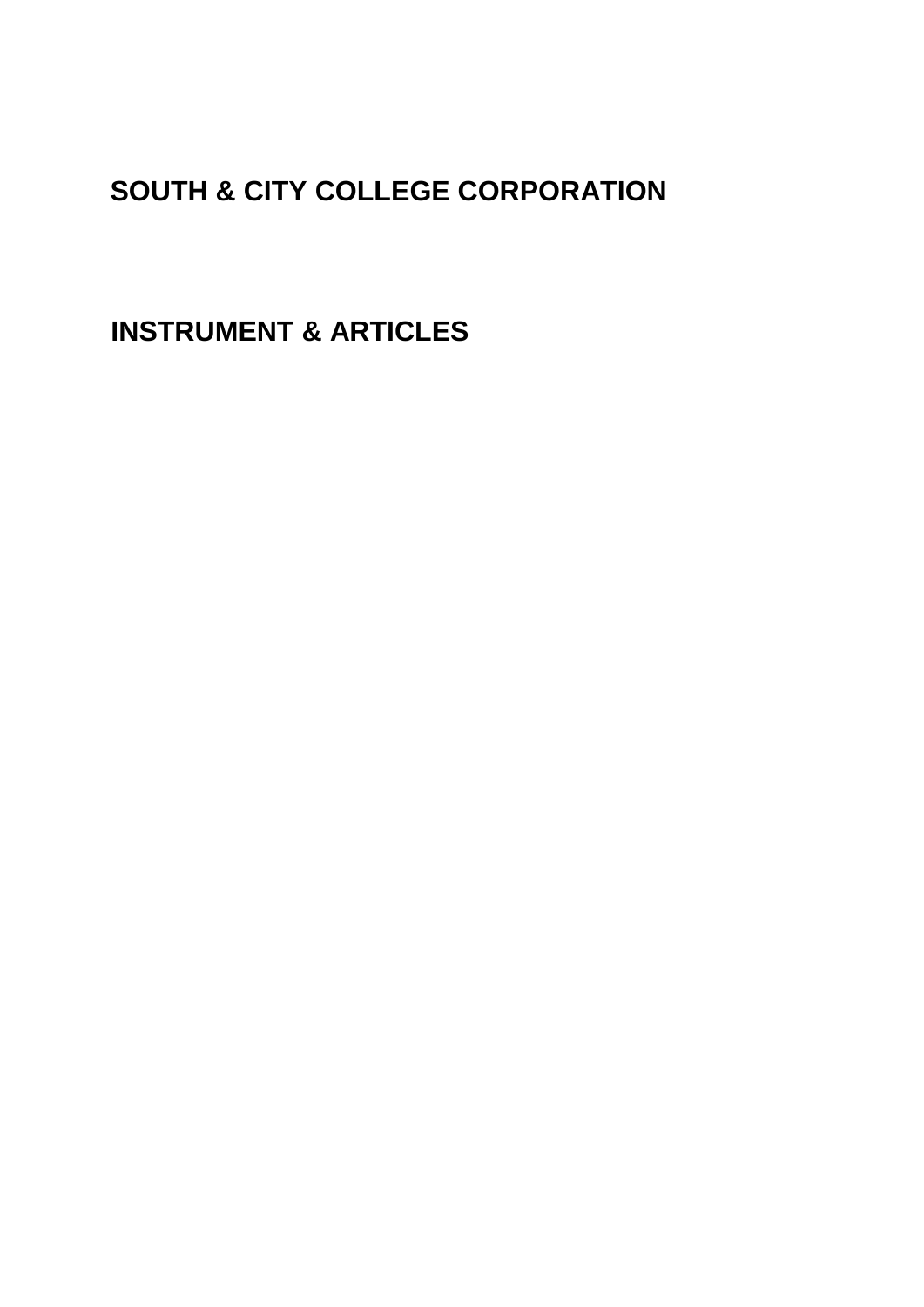# SOUTH & CITY COLLEGE CORPORATION

# INSTRUMENT & ARTICLES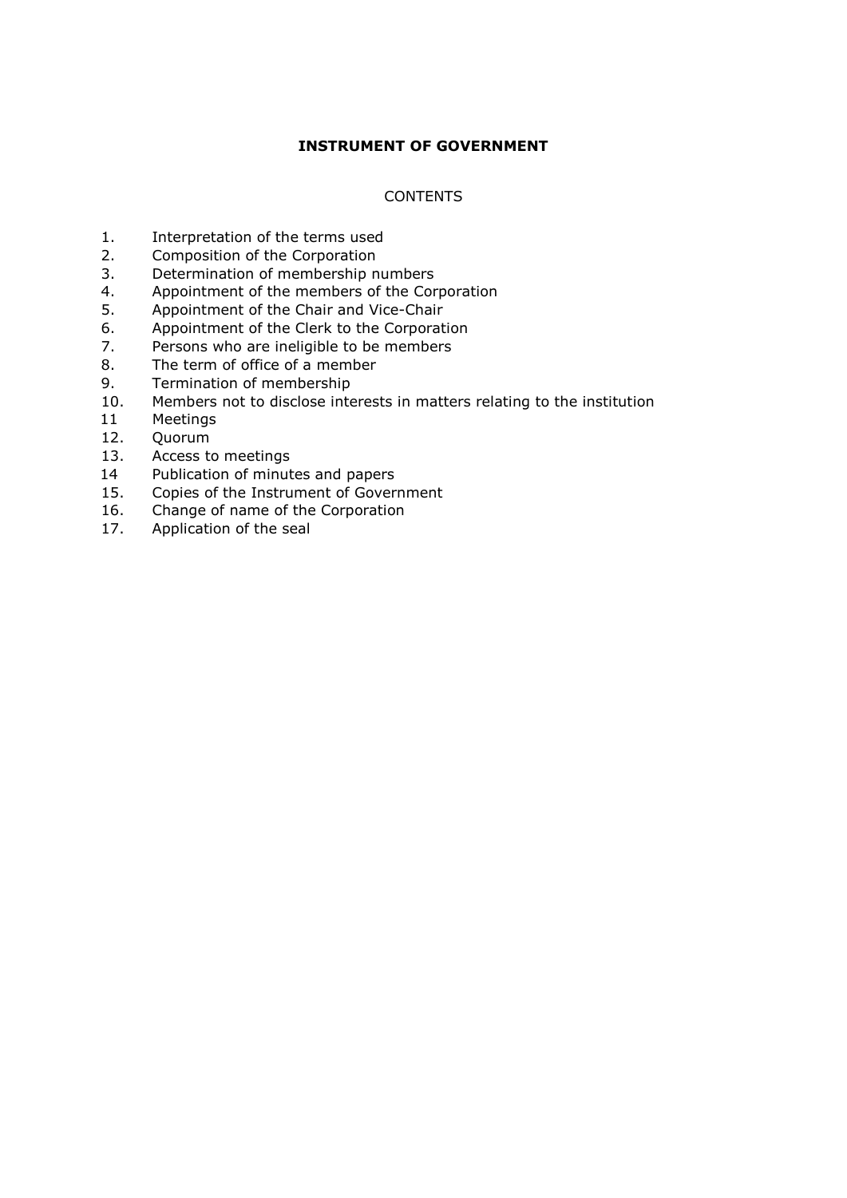**INSTRUMENT OF GOVERNMENT**

CONTENTS

1. Interpretation of the terms used
2. Composition of the Corporation
3. Determination of membership numbers
4. Appointment of the members of the Corporation
5. Appointment of the Chair and Vice-Chair
6. Appointment of the Clerk to the Corporation
7. Persons who are ineligible to be members
8. The term of office of a member
9. Termination of membership
10. Members not to disclose interests in matters relating to the institution
11 Meetings
12. Quorum
13. Access to meetings
14 Publication of minutes and papers
15. Copies of the Instrument of Government
16. Change of name of the Corporation
17. Application of the seal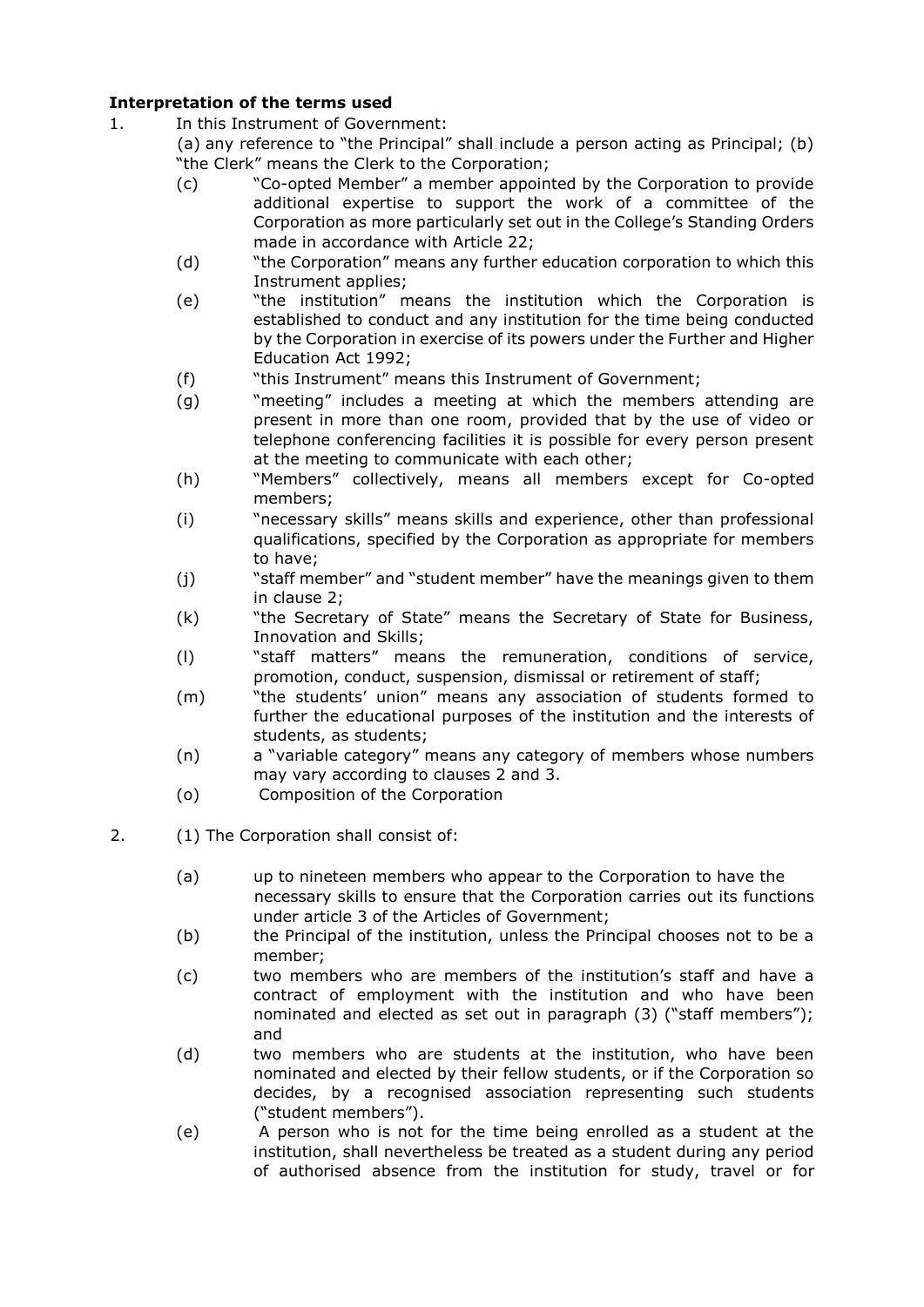**Interpretation of the terms used**

1. In this Instrument of Government:

   (a) any reference to "the Principal" shall include a person acting as Principal; (b) "the Clerk" means the Clerk to the Corporation;

   (c) "Co-opted Member" a member appointed by the Corporation to provide additional expertise to support the work of a committee of the Corporation as more particularly set out in the College's Standing Orders made in accordance with Article 22;

   (d) "the Corporation" means any further education corporation to which this Instrument applies;

   (e) "the institution" means the institution which the Corporation is established to conduct and any institution for the time being conducted by the Corporation in exercise of its powers under the Further and Higher Education Act 1992;

   (f) "this Instrument" means this Instrument of Government;

   (g) "meeting" includes a meeting at which the members attending are present in more than one room, provided that by the use of video or telephone conferencing facilities it is possible for every person present at the meeting to communicate with each other;

   (h) "Members" collectively, means all members except for Co-opted members;

   (i) "necessary skills" means skills and experience, other than professional qualifications, specified by the Corporation as appropriate for members to have;

   (j) "staff member" and "student member" have the meanings given to them in clause 2;

   (k) "the Secretary of State" means the Secretary of State for Business, Innovation and Skills;

   (l) "staff matters" means the remuneration, conditions of service, promotion, conduct, suspension, dismissal or retirement of staff;

   (m) "the students' union" means any association of students formed to further the educational purposes of the institution and the interests of students, as students;

   (n) a "variable category" means any category of members whose numbers may vary according to clauses 2 and 3.

   (o) Composition of the Corporation

2. (1) The Corporation shall consist of:

   (a) up to nineteen members who appear to the Corporation to have the necessary skills to ensure that the Corporation carries out its functions under article 3 of the Articles of Government;

   (b) the Principal of the institution, unless the Principal chooses not to be a member;

   (c) two members who are members of the institution's staff and have a contract of employment with the institution and who have been nominated and elected as set out in paragraph (3) ("staff members"); and

   (d) two members who are students at the institution, who have been nominated and elected by their fellow students, or if the Corporation so decides, by a recognised association representing such students ("student members").

   (e) A person who is not for the time being enrolled as a student at the institution, shall nevertheless be treated as a student during any period of authorised absence from the institution for study, travel or for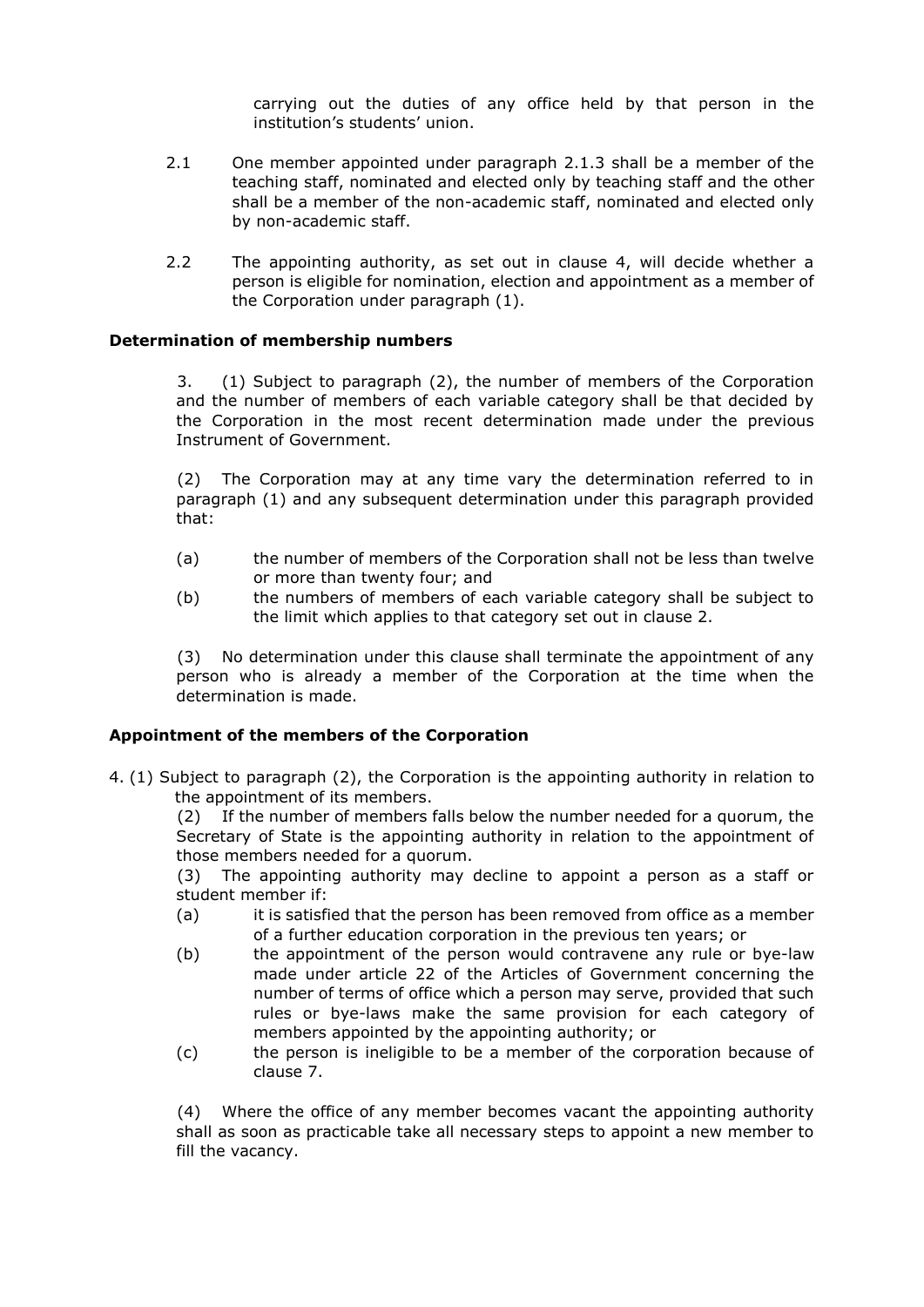carrying out the duties of any office held by that person in the institution's students' union.

2.1 One member appointed under paragraph 2.1.3 shall be a member of the teaching staff, nominated and elected only by teaching staff and the other shall be a member of the non-academic staff, nominated and elected only by non-academic staff.

2.2 The appointing authority, as set out in clause 4, will decide whether a person is eligible for nomination, election and appointment as a member of the Corporation under paragraph (1).

**Determination of membership numbers**

3. (1) Subject to paragraph (2), the number of members of the Corporation and the number of members of each variable category shall be that decided by the Corporation in the most recent determination made under the previous Instrument of Government.

(2) The Corporation may at any time vary the determination referred to in paragraph (1) and any subsequent determination under this paragraph provided that:

(a) the number of members of the Corporation shall not be less than twelve or more than twenty four; and

(b) the numbers of members of each variable category shall be subject to the limit which applies to that category set out in clause 2.

(3) No determination under this clause shall terminate the appointment of any person who is already a member of the Corporation at the time when the determination is made.

**Appointment of the members of the Corporation**

4. (1) Subject to paragraph (2), the Corporation is the appointing authority in relation to the appointment of its members.

(2) If the number of members falls below the number needed for a quorum, the Secretary of State is the appointing authority in relation to the appointment of those members needed for a quorum.

(3) The appointing authority may decline to appoint a person as a staff or student member if:

(a) it is satisfied that the person has been removed from office as a member of a further education corporation in the previous ten years; or

(b) the appointment of the person would contravene any rule or bye-law made under article 22 of the Articles of Government concerning the number of terms of office which a person may serve, provided that such rules or bye-laws make the same provision for each category of members appointed by the appointing authority; or

(c) the person is ineligible to be a member of the corporation because of clause 7.

(4) Where the office of any member becomes vacant the appointing authority shall as soon as practicable take all necessary steps to appoint a new member to fill the vacancy.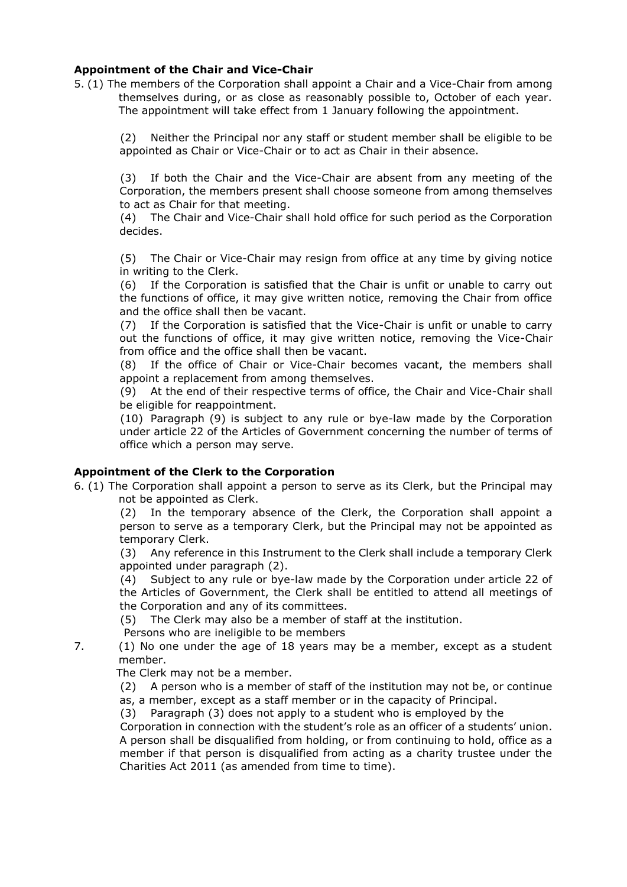**Appointment of the Chair and Vice-Chair**

5. (1) The members of the Corporation shall appoint a Chair and a Vice-Chair from among themselves during, or as close as reasonably possible to, October of each year. The appointment will take effect from 1 January following the appointment.

(2) Neither the Principal nor any staff or student member shall be eligible to be appointed as Chair or Vice-Chair or to act as Chair in their absence.

(3) If both the Chair and the Vice-Chair are absent from any meeting of the Corporation, the members present shall choose someone from among themselves to act as Chair for that meeting.

(4) The Chair and Vice-Chair shall hold office for such period as the Corporation decides.

(5) The Chair or Vice-Chair may resign from office at any time by giving notice in writing to the Clerk.

(6) If the Corporation is satisfied that the Chair is unfit or unable to carry out the functions of office, it may give written notice, removing the Chair from office and the office shall then be vacant.

(7) If the Corporation is satisfied that the Vice-Chair is unfit or unable to carry out the functions of office, it may give written notice, removing the Vice-Chair from office and the office shall then be vacant.

(8) If the office of Chair or Vice-Chair becomes vacant, the members shall appoint a replacement from among themselves.

(9) At the end of their respective terms of office, the Chair and Vice-Chair shall be eligible for reappointment.

(10) Paragraph (9) is subject to any rule or bye-law made by the Corporation under article 22 of the Articles of Government concerning the number of terms of office which a person may serve.

**Appointment of the Clerk to the Corporation**

6. (1) The Corporation shall appoint a person to serve as its Clerk, but the Principal may not be appointed as Clerk.

(2) In the temporary absence of the Clerk, the Corporation shall appoint a person to serve as a temporary Clerk, but the Principal may not be appointed as temporary Clerk.

(3) Any reference in this Instrument to the Clerk shall include a temporary Clerk appointed under paragraph (2).

(4) Subject to any rule or bye-law made by the Corporation under article 22 of the Articles of Government, the Clerk shall be entitled to attend all meetings of the Corporation and any of its committees.

(5) The Clerk may also be a member of staff at the institution.

Persons who are ineligible to be members

7. (1) No one under the age of 18 years may be a member, except as a student member.

The Clerk may not be a member.

(2) A person who is a member of staff of the institution may not be, or continue as, a member, except as a staff member or in the capacity of Principal.

(3) Paragraph (3) does not apply to a student who is employed by the Corporation in connection with the student's role as an officer of a students' union. A person shall be disqualified from holding, or from continuing to hold, office as a member if that person is disqualified from acting as a charity trustee under the Charities Act 2011 (as amended from time to time).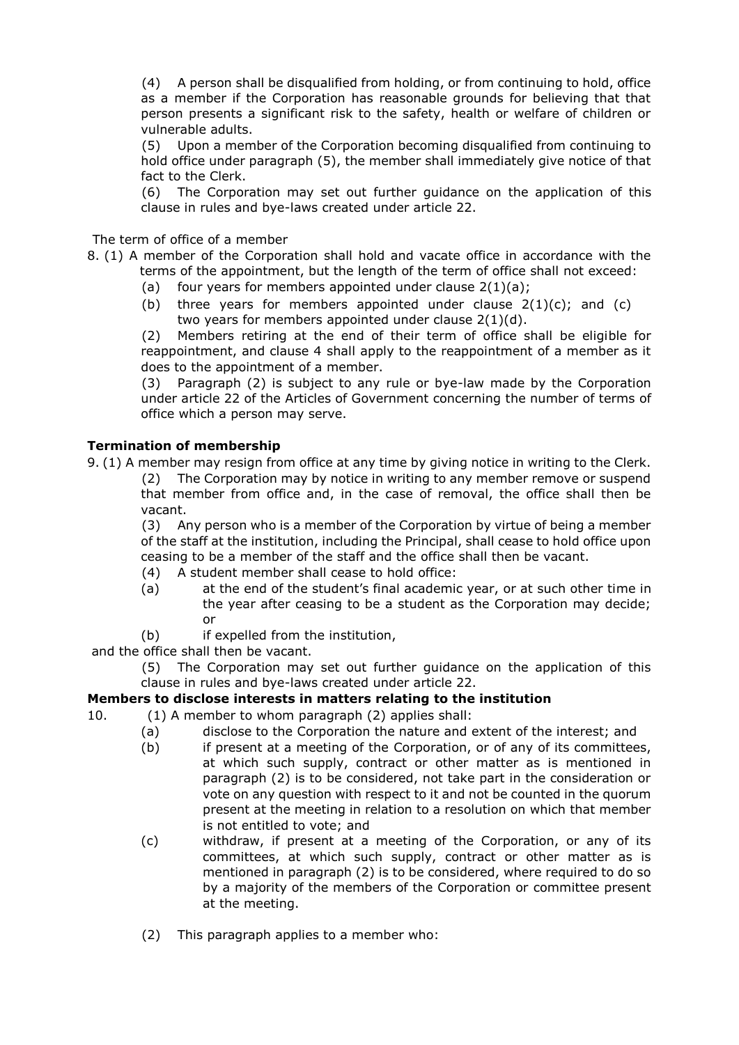(4) A person shall be disqualified from holding, or from continuing to hold, office as a member if the Corporation has reasonable grounds for believing that that person presents a significant risk to the safety, health or welfare of children or vulnerable adults.

(5) Upon a member of the Corporation becoming disqualified from continuing to hold office under paragraph (5), the member shall immediately give notice of that fact to the Clerk.

(6) The Corporation may set out further guidance on the application of this clause in rules and bye-laws created under article 22.

The term of office of a member

8. (1) A member of the Corporation shall hold and vacate office in accordance with the terms of the appointment, but the length of the term of office shall not exceed:

(a) four years for members appointed under clause 2(1)(a);

(b) three years for members appointed under clause 2(1)(c); and (c) two years for members appointed under clause 2(1)(d).

(2) Members retiring at the end of their term of office shall be eligible for reappointment, and clause 4 shall apply to the reappointment of a member as it does to the appointment of a member.

(3) Paragraph (2) is subject to any rule or bye-law made by the Corporation under article 22 of the Articles of Government concerning the number of terms of office which a person may serve.

**Termination of membership**

9. (1) A member may resign from office at any time by giving notice in writing to the Clerk.

(2) The Corporation may by notice in writing to any member remove or suspend that member from office and, in the case of removal, the office shall then be vacant.

(3) Any person who is a member of the Corporation by virtue of being a member of the staff at the institution, including the Principal, shall cease to hold office upon ceasing to be a member of the staff and the office shall then be vacant.

(4) A student member shall cease to hold office:

(a) at the end of the student's final academic year, or at such other time in the year after ceasing to be a student as the Corporation may decide; or

(b) if expelled from the institution,

and the office shall then be vacant.

(5) The Corporation may set out further guidance on the application of this clause in rules and bye-laws created under article 22.

**Members to disclose interests in matters relating to the institution**

10. (1) A member to whom paragraph (2) applies shall:

(a) disclose to the Corporation the nature and extent of the interest; and

(b) if present at a meeting of the Corporation, or of any of its committees, at which such supply, contract or other matter as is mentioned in paragraph (2) is to be considered, not take part in the consideration or vote on any question with respect to it and not be counted in the quorum present at the meeting in relation to a resolution on which that member is not entitled to vote; and

(c) withdraw, if present at a meeting of the Corporation, or any of its committees, at which such supply, contract or other matter as is mentioned in paragraph (2) is to be considered, where required to do so by a majority of the members of the Corporation or committee present at the meeting.

(2) This paragraph applies to a member who: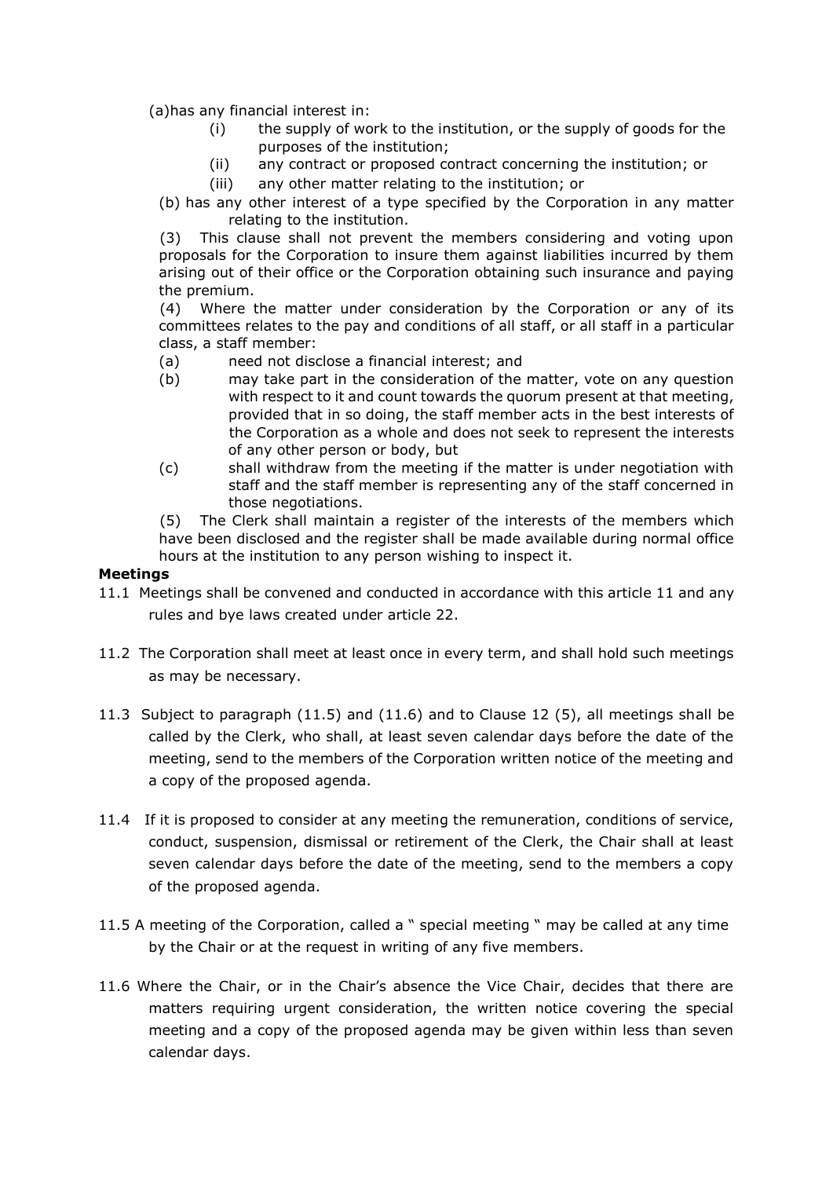(a)has any financial interest in:

- (i) the supply of work to the institution, or the supply of goods for the purposes of the institution;
- (ii) any contract or proposed contract concerning the institution; or
- (iii) any other matter relating to the institution; or

(b) has any other interest of a type specified by the Corporation in any matter relating to the institution.

(3) This clause shall not prevent the members considering and voting upon proposals for the Corporation to insure them against liabilities incurred by them arising out of their office or the Corporation obtaining such insurance and paying the premium.

(4) Where the matter under consideration by the Corporation or any of its committees relates to the pay and conditions of all staff, or all staff in a particular class, a staff member:

- (a) need not disclose a financial interest; and
- (b) may take part in the consideration of the matter, vote on any question with respect to it and count towards the quorum present at that meeting, provided that in so doing, the staff member acts in the best interests of the Corporation as a whole and does not seek to represent the interests of any other person or body, but
- (c) shall withdraw from the meeting if the matter is under negotiation with staff and the staff member is representing any of the staff concerned in those negotiations.

(5) The Clerk shall maintain a register of the interests of the members which have been disclosed and the register shall be made available during normal office hours at the institution to any person wishing to inspect it.

**Meetings**

11.1 Meetings shall be convened and conducted in accordance with this article 11 and any rules and bye laws created under article 22.

11.2 The Corporation shall meet at least once in every term, and shall hold such meetings as may be necessary.

11.3 Subject to paragraph (11.5) and (11.6) and to Clause 12 (5), all meetings shall be called by the Clerk, who shall, at least seven calendar days before the date of the meeting, send to the members of the Corporation written notice of the meeting and a copy of the proposed agenda.

11.4 If it is proposed to consider at any meeting the remuneration, conditions of service, conduct, suspension, dismissal or retirement of the Clerk, the Chair shall at least seven calendar days before the date of the meeting, send to the members a copy of the proposed agenda.

11.5 A meeting of the Corporation, called a " special meeting " may be called at any time by the Chair or at the request in writing of any five members.

11.6 Where the Chair, or in the Chair's absence the Vice Chair, decides that there are matters requiring urgent consideration, the written notice covering the special meeting and a copy of the proposed agenda may be given within less than seven calendar days.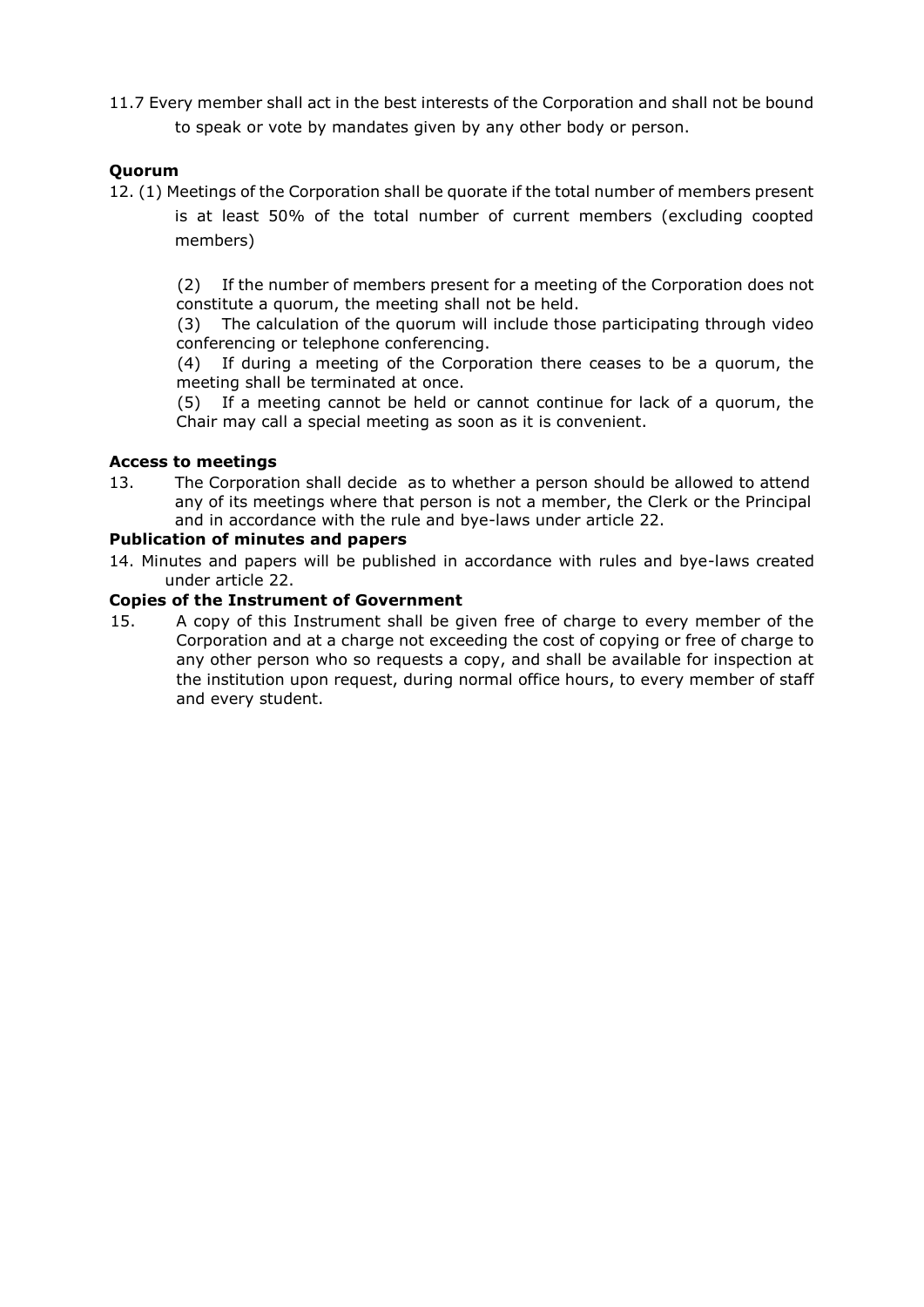11.7 Every member shall act in the best interests of the Corporation and shall not be bound to speak or vote by mandates given by any other body or person.

**Quorum**

12. (1) Meetings of the Corporation shall be quorate if the total number of members present is at least 50% of the total number of current members (excluding coopted members)

(2) If the number of members present for a meeting of the Corporation does not constitute a quorum, the meeting shall not be held.

(3) The calculation of the quorum will include those participating through video conferencing or telephone conferencing.

(4) If during a meeting of the Corporation there ceases to be a quorum, the meeting shall be terminated at once.

(5) If a meeting cannot be held or cannot continue for lack of a quorum, the Chair may call a special meeting as soon as it is convenient.

**Access to meetings**

13. The Corporation shall decide as to whether a person should be allowed to attend any of its meetings where that person is not a member, the Clerk or the Principal and in accordance with the rule and bye-laws under article 22.

**Publication of minutes and papers**

14. Minutes and papers will be published in accordance with rules and bye-laws created under article 22.

**Copies of the Instrument of Government**

15. A copy of this Instrument shall be given free of charge to every member of the Corporation and at a charge not exceeding the cost of copying or free of charge to any other person who so requests a copy, and shall be available for inspection at the institution upon request, during normal office hours, to every member of staff and every student.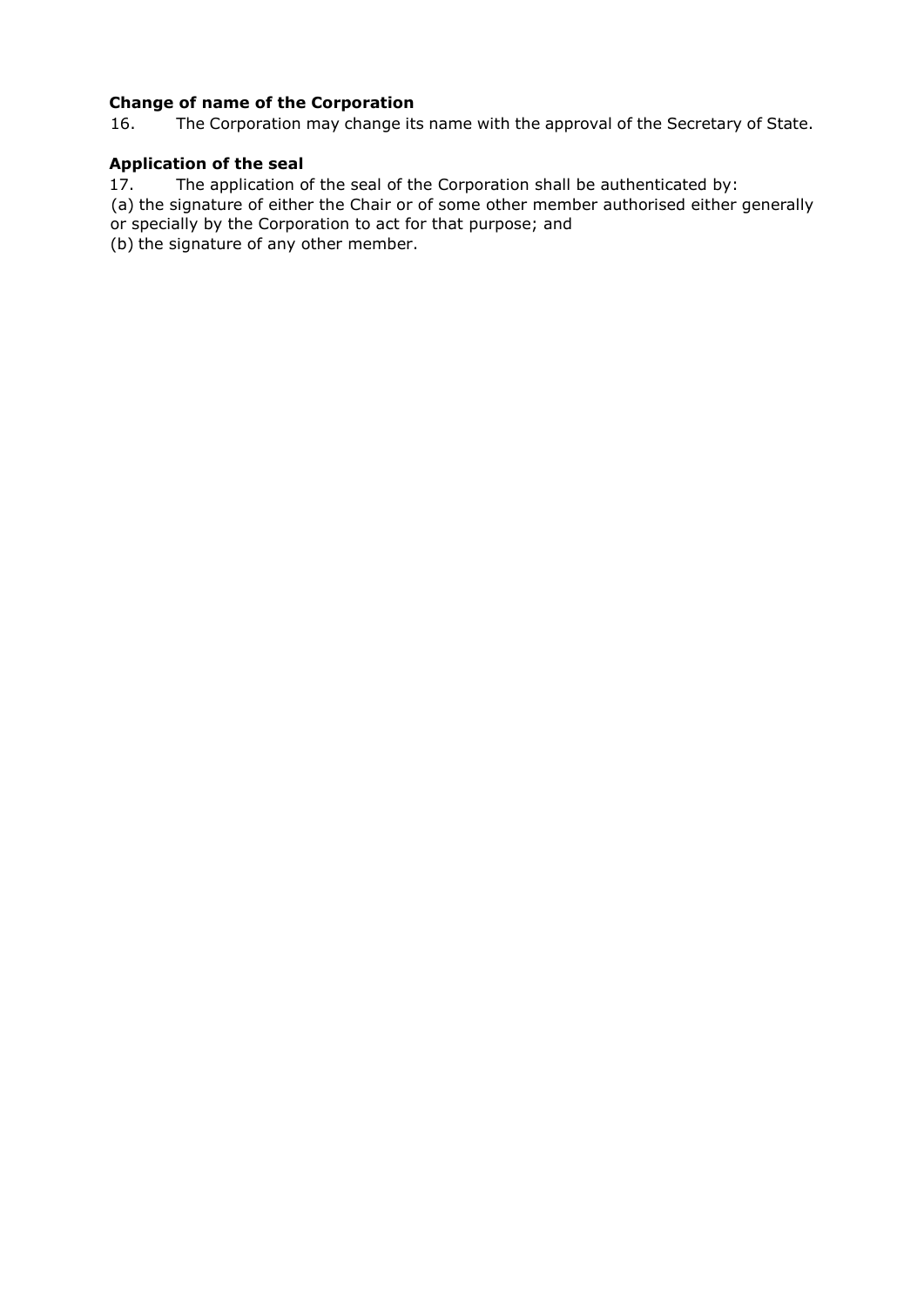**Change of name of the Corporation**

16. The Corporation may change its name with the approval of the Secretary of State.

**Application of the seal**

17. The application of the seal of the Corporation shall be authenticated by:

(a) the signature of either the Chair or of some other member authorised either generally or specially by the Corporation to act for that purpose; and

(b) the signature of any other member.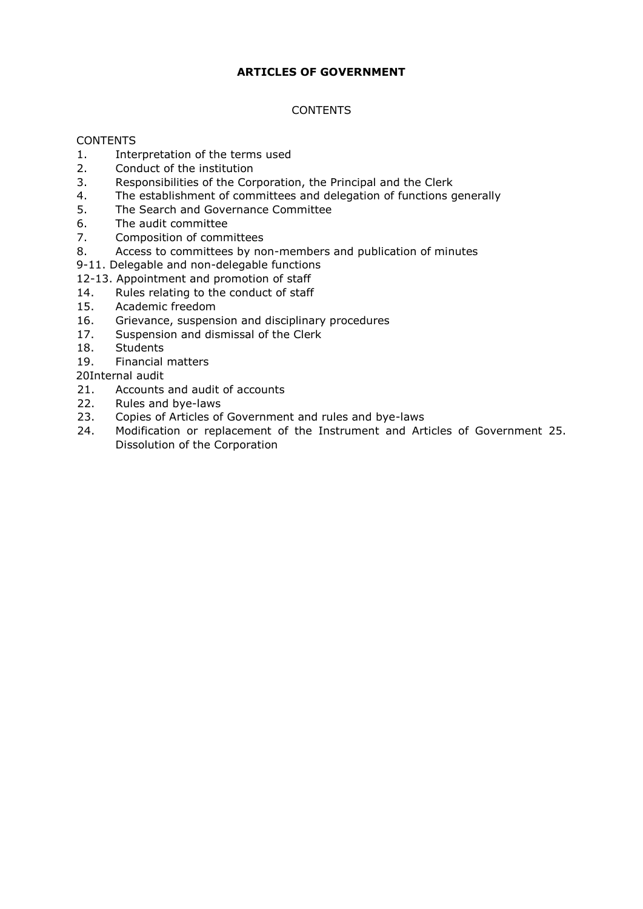**ARTICLES OF GOVERNMENT**

CONTENTS

CONTENTS

1. Interpretation of the terms used
2. Conduct of the institution
3. Responsibilities of the Corporation, the Principal and the Clerk
4. The establishment of committees and delegation of functions generally
5. The Search and Governance Committee
6. The audit committee
7. Composition of committees
8. Access to committees by non-members and publication of minutes

9-11. Delegable and non-delegable functions

12-13. Appointment and promotion of staff

14. Rules relating to the conduct of staff
15. Academic freedom
16. Grievance, suspension and disciplinary procedures
17. Suspension and dismissal of the Clerk
18. Students
19. Financial matters

20Internal audit

21. Accounts and audit of accounts
22. Rules and bye-laws
23. Copies of Articles of Government and rules and bye-laws
24. Modification or replacement of the Instrument and Articles of Government 25. Dissolution of the Corporation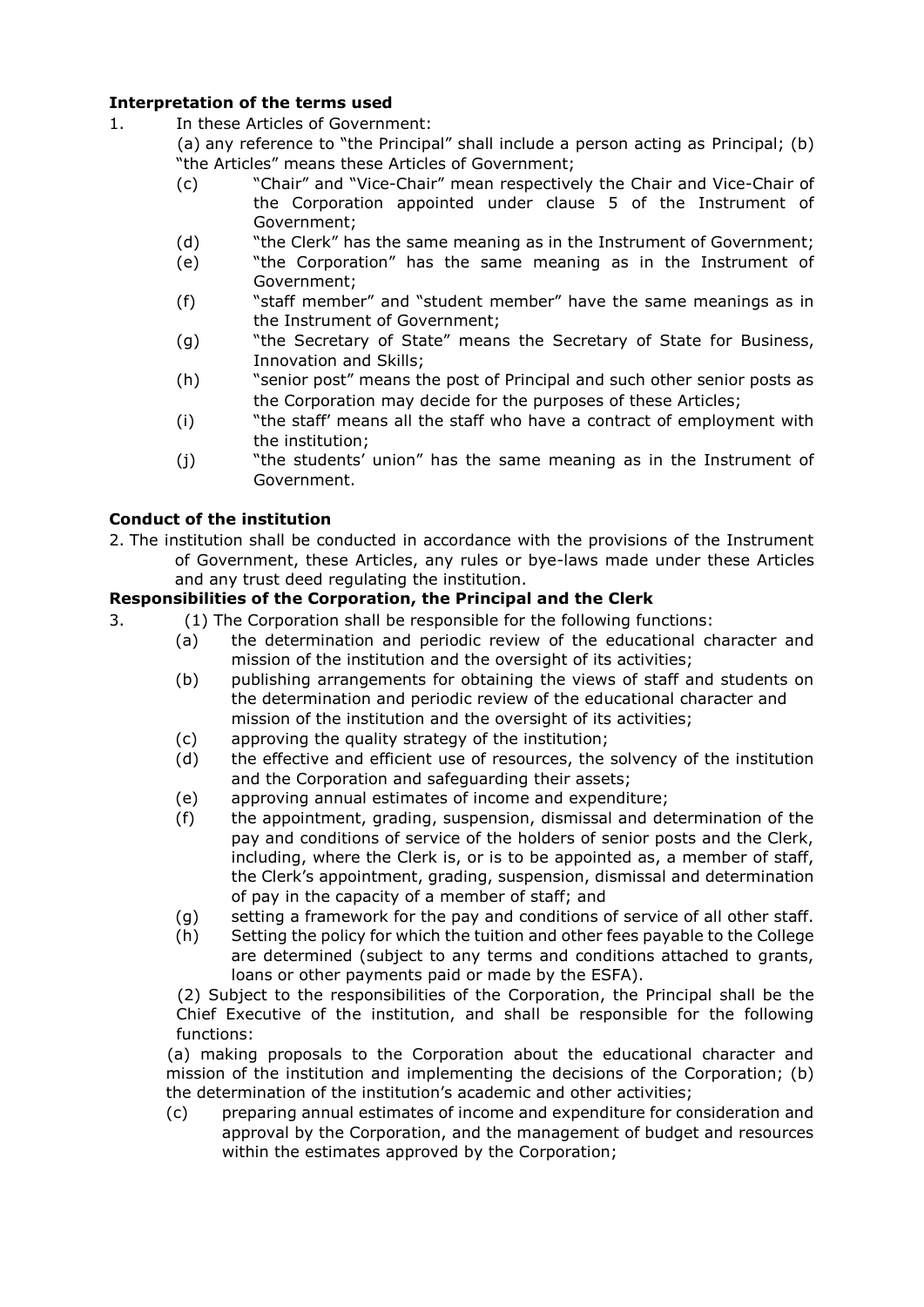**Interpretation of the terms used**

1. In these Articles of Government:

   (a) any reference to "the Principal" shall include a person acting as Principal; (b) "the Articles" means these Articles of Government;

   (c) "Chair" and "Vice-Chair" mean respectively the Chair and Vice-Chair of the Corporation appointed under clause 5 of the Instrument of Government;

   (d) "the Clerk" has the same meaning as in the Instrument of Government;

   (e) "the Corporation" has the same meaning as in the Instrument of Government;

   (f) "staff member" and "student member" have the same meanings as in the Instrument of Government;

   (g) "the Secretary of State" means the Secretary of State for Business, Innovation and Skills;

   (h) "senior post" means the post of Principal and such other senior posts as the Corporation may decide for the purposes of these Articles;

   (i) "the staff' means all the staff who have a contract of employment with the institution;

   (j) "the students' union" has the same meaning as in the Instrument of Government.

**Conduct of the institution**

2. The institution shall be conducted in accordance with the provisions of the Instrument of Government, these Articles, any rules or bye-laws made under these Articles and any trust deed regulating the institution.

**Responsibilities of the Corporation, the Principal and the Clerk**

3. (1) The Corporation shall be responsible for the following functions:

   (a) the determination and periodic review of the educational character and mission of the institution and the oversight of its activities;

   (b) publishing arrangements for obtaining the views of staff and students on the determination and periodic review of the educational character and mission of the institution and the oversight of its activities;

   (c) approving the quality strategy of the institution;

   (d) the effective and efficient use of resources, the solvency of the institution and the Corporation and safeguarding their assets;

   (e) approving annual estimates of income and expenditure;

   (f) the appointment, grading, suspension, dismissal and determination of the pay and conditions of service of the holders of senior posts and the Clerk, including, where the Clerk is, or is to be appointed as, a member of staff, the Clerk's appointment, grading, suspension, dismissal and determination of pay in the capacity of a member of staff; and

   (g) setting a framework for the pay and conditions of service of all other staff.

   (h) Setting the policy for which the tuition and other fees payable to the College are determined (subject to any terms and conditions attached to grants, loans or other payments paid or made by the ESFA).

   (2) Subject to the responsibilities of the Corporation, the Principal shall be the Chief Executive of the institution, and shall be responsible for the following functions:

   (a) making proposals to the Corporation about the educational character and mission of the institution and implementing the decisions of the Corporation; (b) the determination of the institution's academic and other activities;

   (c) preparing annual estimates of income and expenditure for consideration and approval by the Corporation, and the management of budget and resources within the estimates approved by the Corporation;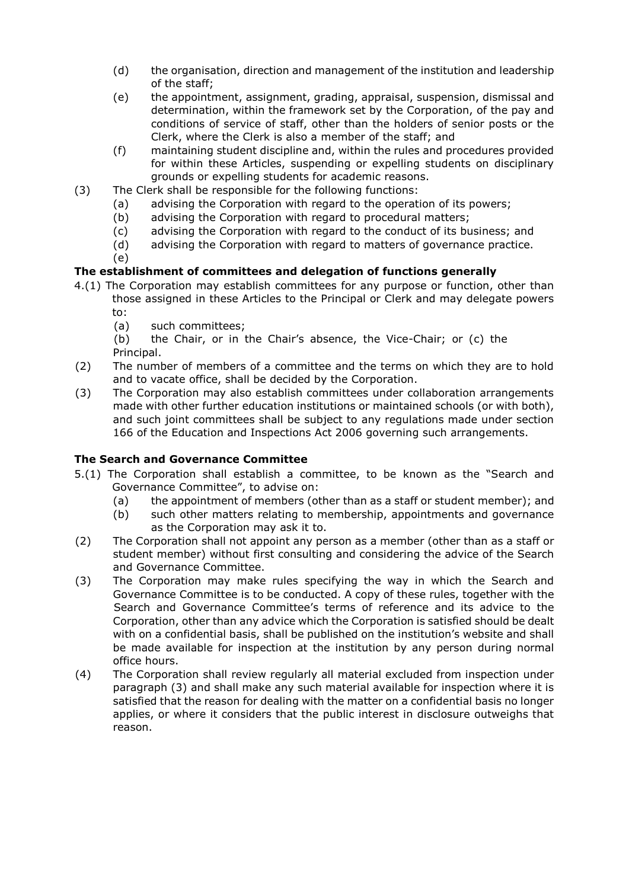(d) the organisation, direction and management of the institution and leadership of the staff;

(e) the appointment, assignment, grading, appraisal, suspension, dismissal and determination, within the framework set by the Corporation, of the pay and conditions of service of staff, other than the holders of senior posts or the Clerk, where the Clerk is also a member of the staff; and

(f) maintaining student discipline and, within the rules and procedures provided for within these Articles, suspending or expelling students on disciplinary grounds or expelling students for academic reasons.

(3) The Clerk shall be responsible for the following functions:

(a) advising the Corporation with regard to the operation of its powers;

(b) advising the Corporation with regard to procedural matters;

(c) advising the Corporation with regard to the conduct of its business; and

(d) advising the Corporation with regard to matters of governance practice.

(e)

**The establishment of committees and delegation of functions generally**

4.(1) The Corporation may establish committees for any purpose or function, other than those assigned in these Articles to the Principal or Clerk and may delegate powers to:

(a) such committees;

(b) the Chair, or in the Chair's absence, the Vice-Chair; or (c) the Principal.

(2) The number of members of a committee and the terms on which they are to hold and to vacate office, shall be decided by the Corporation.

(3) The Corporation may also establish committees under collaboration arrangements made with other further education institutions or maintained schools (or with both), and such joint committees shall be subject to any regulations made under section 166 of the Education and Inspections Act 2006 governing such arrangements.

**The Search and Governance Committee**

5.(1) The Corporation shall establish a committee, to be known as the "Search and Governance Committee", to advise on:

(a) the appointment of members (other than as a staff or student member); and

(b) such other matters relating to membership, appointments and governance as the Corporation may ask it to.

(2) The Corporation shall not appoint any person as a member (other than as a staff or student member) without first consulting and considering the advice of the Search and Governance Committee.

(3) The Corporation may make rules specifying the way in which the Search and Governance Committee is to be conducted. A copy of these rules, together with the Search and Governance Committee's terms of reference and its advice to the Corporation, other than any advice which the Corporation is satisfied should be dealt with on a confidential basis, shall be published on the institution's website and shall be made available for inspection at the institution by any person during normal office hours.

(4) The Corporation shall review regularly all material excluded from inspection under paragraph (3) and shall make any such material available for inspection where it is satisfied that the reason for dealing with the matter on a confidential basis no longer applies, or where it considers that the public interest in disclosure outweighs that reason.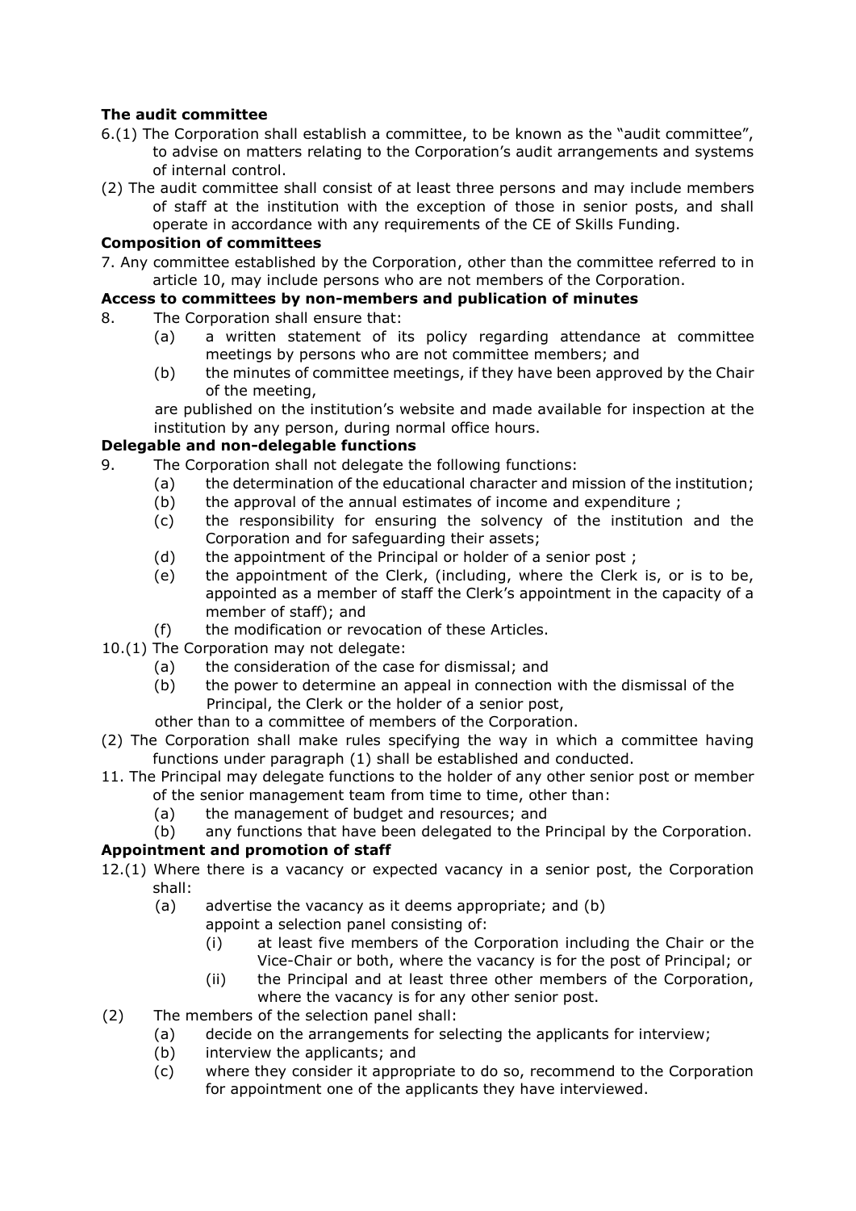**The audit committee**

6.(1) The Corporation shall establish a committee, to be known as the "audit committee", to advise on matters relating to the Corporation's audit arrangements and systems of internal control.

(2) The audit committee shall consist of at least three persons and may include members of staff at the institution with the exception of those in senior posts, and shall operate in accordance with any requirements of the CE of Skills Funding.

**Composition of committees**

7. Any committee established by the Corporation, other than the committee referred to in article 10, may include persons who are not members of the Corporation.

**Access to committees by non-members and publication of minutes**

8. The Corporation shall ensure that:

   (a) a written statement of its policy regarding attendance at committee meetings by persons who are not committee members; and

   (b) the minutes of committee meetings, if they have been approved by the Chair of the meeting,

   are published on the institution's website and made available for inspection at the institution by any person, during normal office hours.

**Delegable and non-delegable functions**

9. The Corporation shall not delegate the following functions:

   (a) the determination of the educational character and mission of the institution;

   (b) the approval of the annual estimates of income and expenditure ;

   (c) the responsibility for ensuring the solvency of the institution and the Corporation and for safeguarding their assets;

   (d) the appointment of the Principal or holder of a senior post ;

   (e) the appointment of the Clerk, (including, where the Clerk is, or is to be, appointed as a member of staff the Clerk's appointment in the capacity of a member of staff); and

   (f) the modification or revocation of these Articles.

10.(1) The Corporation may not delegate:

   (a) the consideration of the case for dismissal; and

   (b) the power to determine an appeal in connection with the dismissal of the Principal, the Clerk or the holder of a senior post,

   other than to a committee of members of the Corporation.

(2) The Corporation shall make rules specifying the way in which a committee having functions under paragraph (1) shall be established and conducted.

11. The Principal may delegate functions to the holder of any other senior post or member of the senior management team from time to time, other than:

   (a) the management of budget and resources; and

   (b) any functions that have been delegated to the Principal by the Corporation.

**Appointment and promotion of staff**

12.(1) Where there is a vacancy or expected vacancy in a senior post, the Corporation shall:

   (a) advertise the vacancy as it deems appropriate; and (b) appoint a selection panel consisting of:

      (i) at least five members of the Corporation including the Chair or the Vice-Chair or both, where the vacancy is for the post of Principal; or

      (ii) the Principal and at least three other members of the Corporation, where the vacancy is for any other senior post.

(2) The members of the selection panel shall:

   (a) decide on the arrangements for selecting the applicants for interview;

   (b) interview the applicants; and

   (c) where they consider it appropriate to do so, recommend to the Corporation for appointment one of the applicants they have interviewed.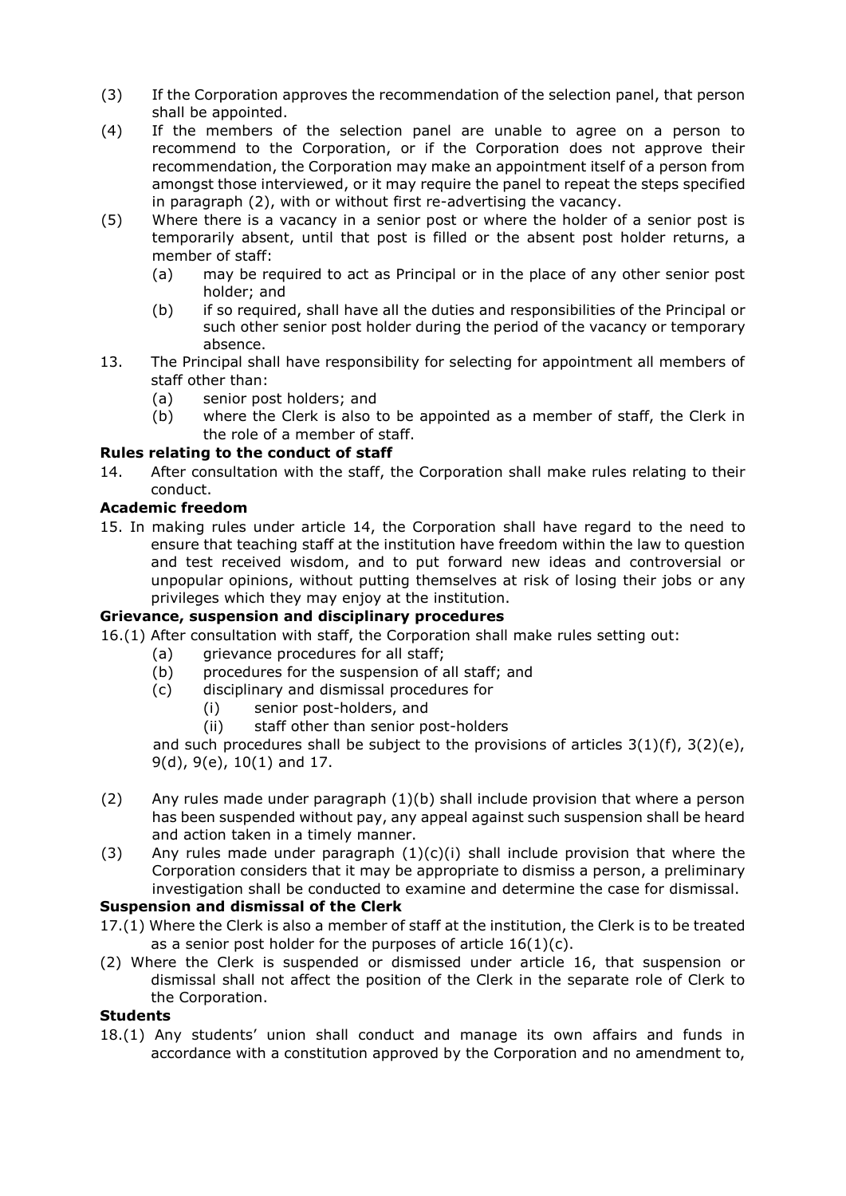(3) If the Corporation approves the recommendation of the selection panel, that person shall be appointed.

(4) If the members of the selection panel are unable to agree on a person to recommend to the Corporation, or if the Corporation does not approve their recommendation, the Corporation may make an appointment itself of a person from amongst those interviewed, or it may require the panel to repeat the steps specified in paragraph (2), with or without first re-advertising the vacancy.

(5) Where there is a vacancy in a senior post or where the holder of a senior post is temporarily absent, until that post is filled or the absent post holder returns, a member of staff:
   - (a) may be required to act as Principal or in the place of any other senior post holder; and
   - (b) if so required, shall have all the duties and responsibilities of the Principal or such other senior post holder during the period of the vacancy or temporary absence.

13. The Principal shall have responsibility for selecting for appointment all members of staff other than:
   - (a) senior post holders; and
   - (b) where the Clerk is also to be appointed as a member of staff, the Clerk in the role of a member of staff.

**Rules relating to the conduct of staff**

14. After consultation with the staff, the Corporation shall make rules relating to their conduct.

**Academic freedom**

15. In making rules under article 14, the Corporation shall have regard to the need to ensure that teaching staff at the institution have freedom within the law to question and test received wisdom, and to put forward new ideas and controversial or unpopular opinions, without putting themselves at risk of losing their jobs or any privileges which they may enjoy at the institution.

**Grievance, suspension and disciplinary procedures**

16.(1) After consultation with staff, the Corporation shall make rules setting out:
   - (a) grievance procedures for all staff;
   - (b) procedures for the suspension of all staff; and
   - (c) disciplinary and dismissal procedures for
     - (i) senior post-holders, and
     - (ii) staff other than senior post-holders

   and such procedures shall be subject to the provisions of articles 3(1)(f), 3(2)(e), 9(d), 9(e), 10(1) and 17.

(2) Any rules made under paragraph (1)(b) shall include provision that where a person has been suspended without pay, any appeal against such suspension shall be heard and action taken in a timely manner.

(3) Any rules made under paragraph (1)(c)(i) shall include provision that where the Corporation considers that it may be appropriate to dismiss a person, a preliminary investigation shall be conducted to examine and determine the case for dismissal.

**Suspension and dismissal of the Clerk**

17.(1) Where the Clerk is also a member of staff at the institution, the Clerk is to be treated as a senior post holder for the purposes of article 16(1)(c).

(2) Where the Clerk is suspended or dismissed under article 16, that suspension or dismissal shall not affect the position of the Clerk in the separate role of Clerk to the Corporation.

**Students**

18.(1) Any students' union shall conduct and manage its own affairs and funds in accordance with a constitution approved by the Corporation and no amendment to,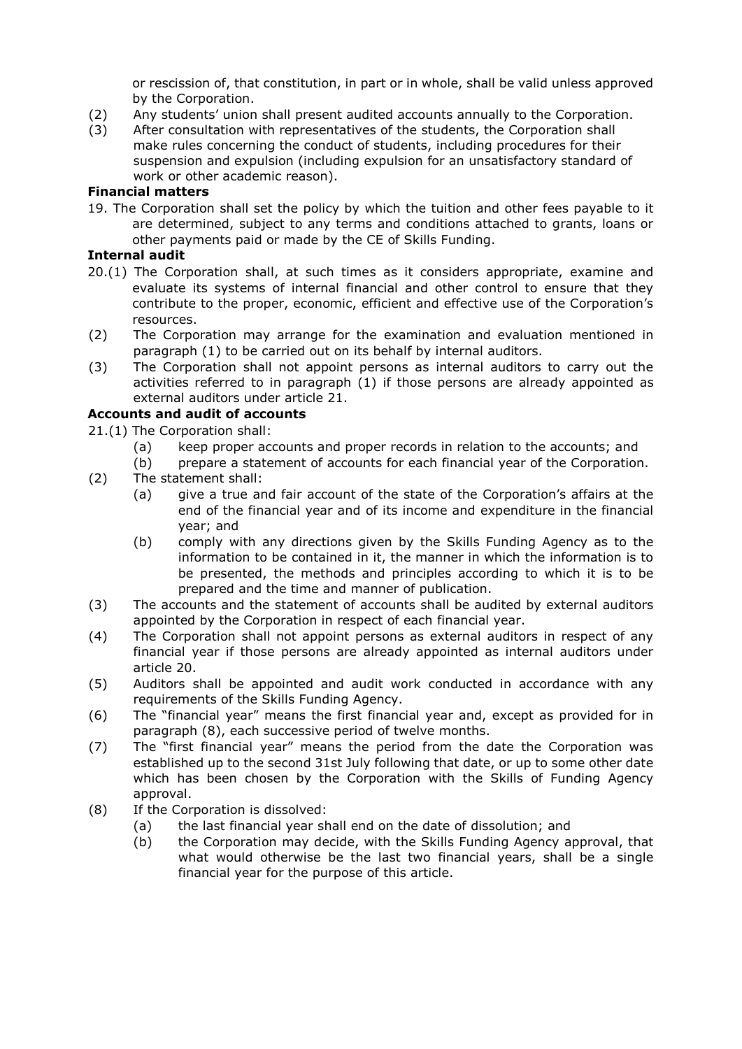or rescission of, that constitution, in part or in whole, shall be valid unless approved by the Corporation.

(2) Any students' union shall present audited accounts annually to the Corporation.

(3) After consultation with representatives of the students, the Corporation shall make rules concerning the conduct of students, including procedures for their suspension and expulsion (including expulsion for an unsatisfactory standard of work or other academic reason).

**Financial matters**

19. The Corporation shall set the policy by which the tuition and other fees payable to it are determined, subject to any terms and conditions attached to grants, loans or other payments paid or made by the CE of Skills Funding.

**Internal audit**

20.(1) The Corporation shall, at such times as it considers appropriate, examine and evaluate its systems of internal financial and other control to ensure that they contribute to the proper, economic, efficient and effective use of the Corporation's resources.

(2) The Corporation may arrange for the examination and evaluation mentioned in paragraph (1) to be carried out on its behalf by internal auditors.

(3) The Corporation shall not appoint persons as internal auditors to carry out the activities referred to in paragraph (1) if those persons are already appointed as external auditors under article 21.

**Accounts and audit of accounts**

21.(1) The Corporation shall:

(a) keep proper accounts and proper records in relation to the accounts; and

(b) prepare a statement of accounts for each financial year of the Corporation.

(2) The statement shall:

(a) give a true and fair account of the state of the Corporation's affairs at the end of the financial year and of its income and expenditure in the financial year; and

(b) comply with any directions given by the Skills Funding Agency as to the information to be contained in it, the manner in which the information is to be presented, the methods and principles according to which it is to be prepared and the time and manner of publication.

(3) The accounts and the statement of accounts shall be audited by external auditors appointed by the Corporation in respect of each financial year.

(4) The Corporation shall not appoint persons as external auditors in respect of any financial year if those persons are already appointed as internal auditors under article 20.

(5) Auditors shall be appointed and audit work conducted in accordance with any requirements of the Skills Funding Agency.

(6) The "financial year" means the first financial year and, except as provided for in paragraph (8), each successive period of twelve months.

(7) The "first financial year" means the period from the date the Corporation was established up to the second 31st July following that date, or up to some other date which has been chosen by the Corporation with the Skills of Funding Agency approval.

(8) If the Corporation is dissolved:

(a) the last financial year shall end on the date of dissolution; and

(b) the Corporation may decide, with the Skills Funding Agency approval, that what would otherwise be the last two financial years, shall be a single financial year for the purpose of this article.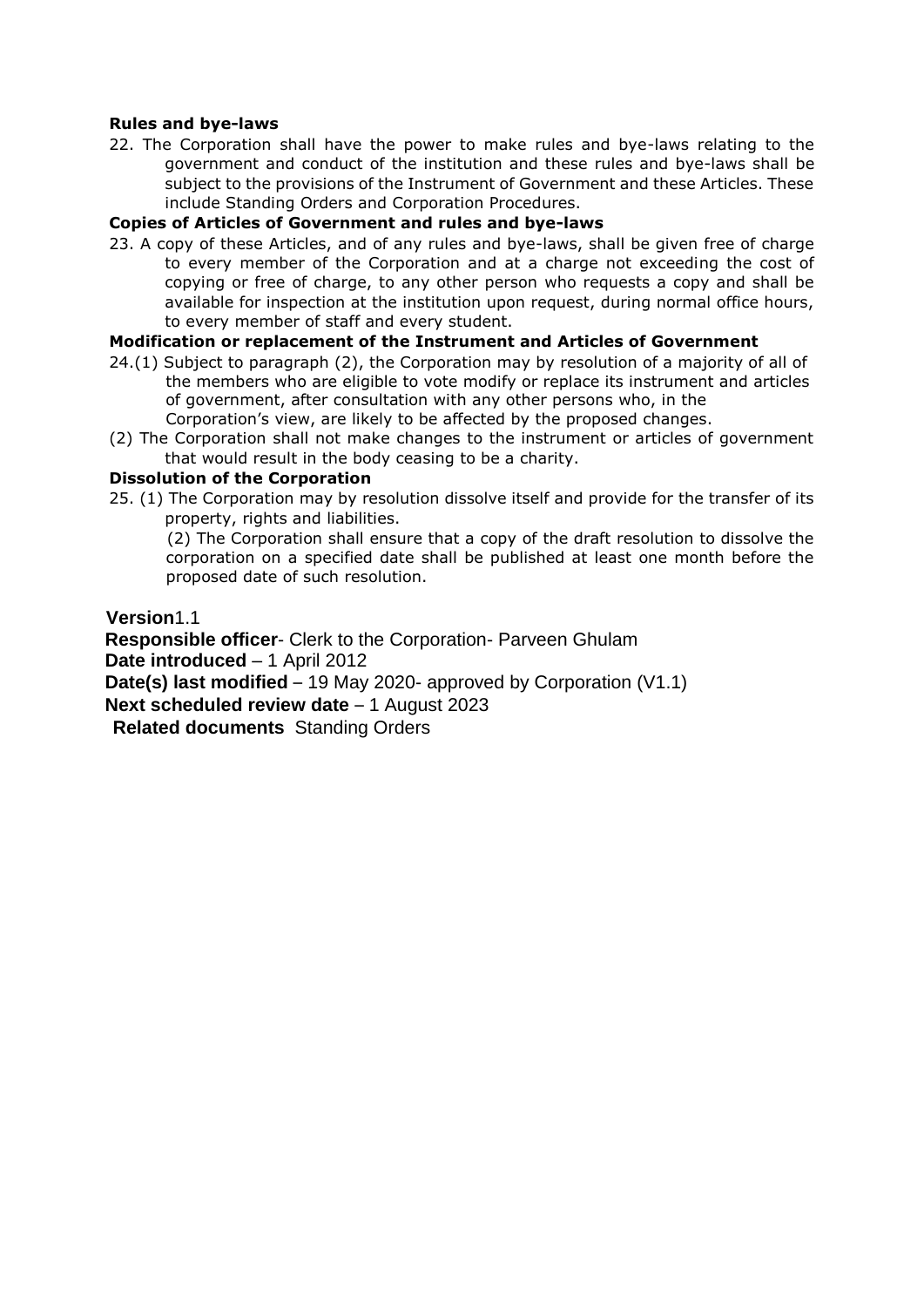**Rules and bye-laws**

22. The Corporation shall have the power to make rules and bye-laws relating to the government and conduct of the institution and these rules and bye-laws shall be subject to the provisions of the Instrument of Government and these Articles. These include Standing Orders and Corporation Procedures.

**Copies of Articles of Government and rules and bye-laws**

23. A copy of these Articles, and of any rules and bye-laws, shall be given free of charge to every member of the Corporation and at a charge not exceeding the cost of copying or free of charge, to any other person who requests a copy and shall be available for inspection at the institution upon request, during normal office hours, to every member of staff and every student.

**Modification or replacement of the Instrument and Articles of Government**

24.(1) Subject to paragraph (2), the Corporation may by resolution of a majority of all of the members who are eligible to vote modify or replace its instrument and articles of government, after consultation with any other persons who, in the Corporation's view, are likely to be affected by the proposed changes.

(2) The Corporation shall not make changes to the instrument or articles of government that would result in the body ceasing to be a charity.

**Dissolution of the Corporation**

25. (1) The Corporation may by resolution dissolve itself and provide for the transfer of its property, rights and liabilities.

(2) The Corporation shall ensure that a copy of the draft resolution to dissolve the corporation on a specified date shall be published at least one month before the proposed date of such resolution.

**Version**1.1

**Responsible officer**- Clerk to the Corporation- Parveen Ghulam

**Date introduced** – 1 April 2012

**Date(s) last modified** – 19 May 2020- approved by Corporation (V1.1)

**Next scheduled review date** – 1 August 2023

**Related documents** Standing Orders